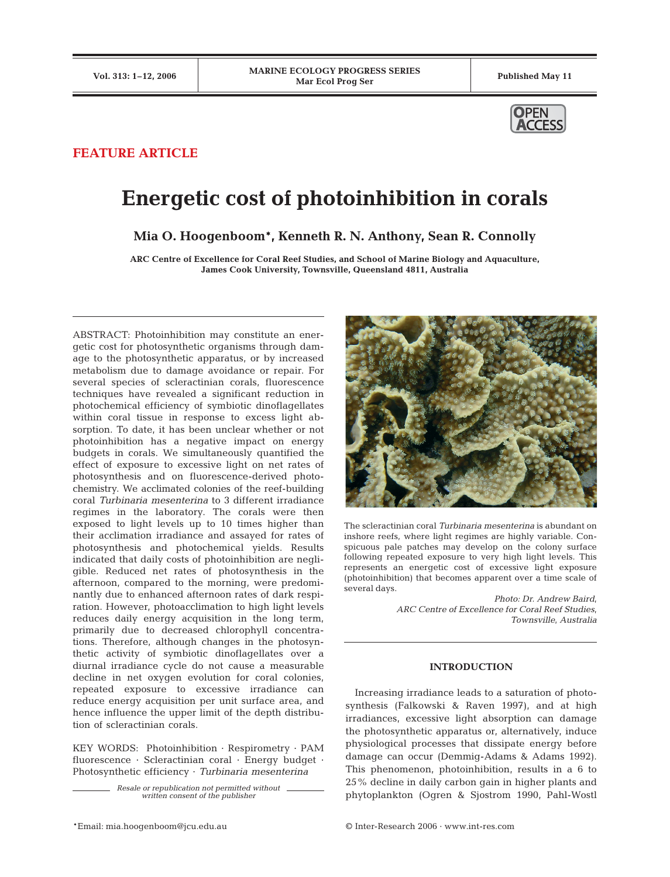**FEATURE ARTICLE**

# Energetic cost of photoinhibition in corals

**Mia O. Hoogenboom*, Kenneth R. N. Anthony, Sean R. Connolly**

ARC Centre of Excellence for Coral Reef Studies, and School of Marine Biology and Aquaculture, James Cook University, Townsville, Queensland 4811, Australia

ABSTRACT: Photoinhibition may constitute an energetic cost for photosynthetic organisms through damage to the photosynthetic apparatus, or by increased metabolism due to damage avoidance or repair. For several species of scleractinian corals, fluorescence techniques have revealed a significant reduction in photochemical efficiency of symbiotic dinoflagellates within coral tissue in response to excess light absorption. To date, it has been unclear whether or not photoinhibition has a negative impact on energy budgets in corals. We simultaneously quantified the effect of exposure to excessive light on net rates of photosynthesis and on fluorescence-derived photochemistry. We acclimated colonies of the reef-building coral *Turbinaria mesenterina* to 3 different irradiance regimes in the laboratory. The corals were then exposed to light levels up to 10 times higher than their acclimation irradiance and assayed for rates of photosynthesis and photochemical yields. Results indicated that daily costs of photoinhibition are negligible. Reduced net rates of photosynthesis in the afternoon, compared to the morning, were predominantly due to enhanced afternoon rates of dark respiration. However, photoacclimation to high light levels reduces daily energy acquisition in the long term, primarily due to decreased chlorophyll concentrations. Therefore, although changes in the photosynthetic activity of symbiotic dinoflagellates over a diurnal irradiance cycle do not cause a measurable decline in net oxygen evolution for coral colonies, repeated exposure to excessive irradiance can reduce energy acquisition per unit surface area, and hence influence the upper limit of the depth distribution of scleractinian corals.

KEY WORDS: Photoinhibition · Respirometry · PAM fluorescence · Scleractinian coral · Energy budget · Photosynthetic efficiency · *Turbinaria mesenterina*

*Resale or republication not permitted without written consent of the publisher*

The scleractinian coral *Turbinaria mesenterina* is abundant on inshore reefs, where light regimes are highly variable. Conspicuous pale patches may develop on the colony surface following repeated exposure to very high light levels. This represents an energetic cost of excessive light exposure (photoinhibition) that becomes apparent over a time scale of several days.

*Photo: Dr. Andrew Baird, ARC Centre of Excellence for Coral Reef Studies, Townsville, Australia*

## INTRODUCTION

Increasing irradiance leads to a saturation of photosynthesis (Falkowski & Raven 1997), and at high irradiances, excessive light absorption can damage the photosynthetic apparatus or, alternatively, induce physiological processes that dissipate energy before damage can occur (Demmig-Adams & Adams 1992). This phenomenon, photoinhibition, results in a 6 to 25% decline in daily carbon gain in higher plants and phytoplankton (Ogren & Sjostrom 1990, Pahl-Wostl

*Email: mia.hoogenboom@jcu.edu.au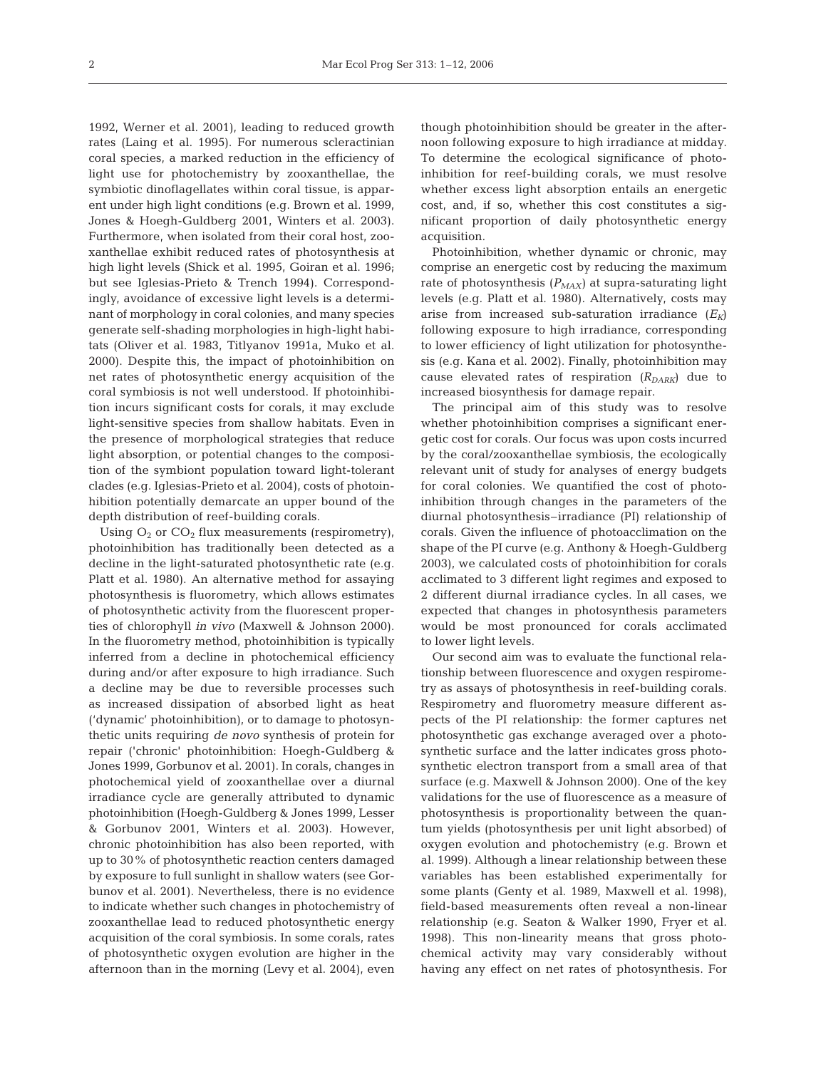1992, Werner et al. 2001), leading to reduced growth rates (Laing et al. 1995). For numerous scleractinian coral species, a marked reduction in the efficiency of light use for photochemistry by zooxanthellae, the symbiotic dinoflagellates within coral tissue, is apparent under high light conditions (e.g. Brown et al. 1999, Jones & Hoegh-Guldberg 2001, Winters et al. 2003). Furthermore, when isolated from their coral host, zooxanthellae exhibit reduced rates of photosynthesis at high light levels (Shick et al. 1995, Goiran et al. 1996; but see Iglesias-Prieto & Trench 1994). Correspondingly, avoidance of excessive light levels is a determinant of morphology in coral colonies, and many species generate self-shading morphologies in high-light habitats (Oliver et al. 1983, Titlyanov 1991a, Muko et al. 2000). Despite this, the impact of photoinhibition on net rates of photosynthetic energy acquisition of the coral symbiosis is not well understood. If photoinhibition incurs significant costs for corals, it may exclude light-sensitive species from shallow habitats. Even in the presence of morphological strategies that reduce light absorption, or potential changes to the composition of the symbiont population toward light-tolerant clades (e.g. Iglesias-Prieto et al. 2004), costs of photoinhibition potentially demarcate an upper bound of the depth distribution of reef-building corals.

Using $O_2$ or $CO_2$ flux measurements (respirometry), photoinhibition has traditionally been detected as a decline in the light-saturated photosynthetic rate (e.g. Platt et al. 1980). An alternative method for assaying photosynthesis is fluorometry, which allows estimates of photosynthetic activity from the fluorescent properties of chlorophyll *in vivo* (Maxwell & Johnson 2000). In the fluorometry method, photoinhibition is typically inferred from a decline in photochemical efficiency during and/or after exposure to high irradiance. Such a decline may be due to reversible processes such as increased dissipation of absorbed light as heat ('dynamic' photoinhibition), or to damage to photosynthetic units requiring *de novo* synthesis of protein for repair ('chronic' photoinhibition: Hoegh-Guldberg & Jones 1999, Gorbunov et al. 2001). In corals, changes in photochemical yield of zooxanthellae over a diurnal irradiance cycle are generally attributed to dynamic photoinhibition (Hoegh-Guldberg & Jones 1999, Lesser & Gorbunov 2001, Winters et al. 2003). However, chronic photoinhibition has also been reported, with up to 30% of photosynthetic reaction centers damaged by exposure to full sunlight in shallow waters (see Gorbunov et al. 2001). Nevertheless, there is no evidence to indicate whether such changes in photochemistry of zooxanthellae lead to reduced photosynthetic energy acquisition of the coral symbiosis. In some corals, rates of photosynthetic oxygen evolution are higher in the afternoon than in the morning (Levy et al. 2004), even though photoinhibition should be greater in the afternoon following exposure to high irradiance at midday. To determine the ecological significance of photoinhibition for reef-building corals, we must resolve whether excess light absorption entails an energetic cost, and, if so, whether this cost constitutes a significant proportion of daily photosynthetic energy acquisition.

Photoinhibition, whether dynamic or chronic, may comprise an energetic cost by reducing the maximum rate of photosynthesis ($P_{MAX}$) at supra-saturating light levels (e.g. Platt et al. 1980). Alternatively, costs may arise from increased sub-saturation irradiance ($E_K$) following exposure to high irradiance, corresponding to lower efficiency of light utilization for photosynthesis (e.g. Kana et al. 2002). Finally, photoinhibition may cause elevated rates of respiration ($R_{DARK}$) due to increased biosynthesis for damage repair.

The principal aim of this study was to resolve whether photoinhibition comprises a significant energetic cost for corals. Our focus was upon costs incurred by the coral/zooxanthellae symbiosis, the ecologically relevant unit of study for analyses of energy budgets for coral colonies. We quantified the cost of photoinhibition through changes in the parameters of the diurnal photosynthesis–irradiance (PI) relationship of corals. Given the influence of photoacclimation on the shape of the PI curve (e.g. Anthony & Hoegh-Guldberg 2003), we calculated costs of photoinhibition for corals acclimated to 3 different light regimes and exposed to 2 different diurnal irradiance cycles. In all cases, we expected that changes in photosynthesis parameters would be most pronounced for corals acclimated to lower light levels.

Our second aim was to evaluate the functional relationship between fluorescence and oxygen respirometry as assays of photosynthesis in reef-building corals. Respirometry and fluorometry measure different aspects of the PI relationship: the former captures net photosynthetic gas exchange averaged over a photosynthetic surface and the latter indicates gross photosynthetic electron transport from a small area of that surface (e.g. Maxwell & Johnson 2000). One of the key validations for the use of fluorescence as a measure of photosynthesis is proportionality between the quantum yields (photosynthesis per unit light absorbed) of oxygen evolution and photochemistry (e.g. Brown et al. 1999). Although a linear relationship between these variables has been established experimentally for some plants (Genty et al. 1989, Maxwell et al. 1998), field-based measurements often reveal a non-linear relationship (e.g. Seaton & Walker 1990, Fryer et al. 1998). This non-linearity means that gross photochemical activity may vary considerably without having any effect on net rates of photosynthesis. For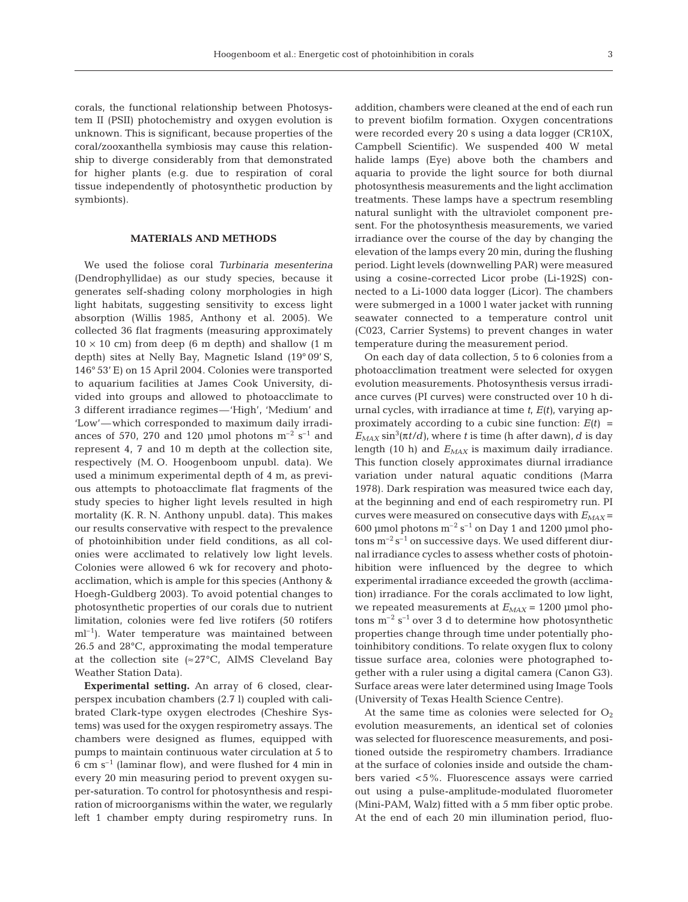corals, the functional relationship between Photosystem II (PSII) photochemistry and oxygen evolution is unknown. This is significant, because properties of the coral/zooxanthella symbiosis may cause this relationship to diverge considerably from that demonstrated for higher plants (e.g. due to respiration of coral tissue independently of photosynthetic production by symbionts).

## MATERIALS AND METHODS

We used the foliose coral *Turbinaria mesenterina* (Dendrophyllidae) as our study species, because it generates self-shading colony morphologies in high light habitats, suggesting sensitivity to excess light absorption (Willis 1985, Anthony et al. 2005). We collected 36 flat fragments (measuring approximately $10 \times 10$ cm) from deep (6 m depth) and shallow (1 m depth) sites at Nelly Bay, Magnetic Island (19° 09′ S, 146° 53′ E) on 15 April 2004. Colonies were transported to aquarium facilities at James Cook University, divided into groups and allowed to photoacclimate to 3 different irradiance regimes—'High', 'Medium' and 'Low'—which corresponded to maximum daily irradiances of 570, 270 and 120 µmol photons $m^{-2}$ $s^{-1}$ and represent 4, 7 and 10 m depth at the collection site, respectively (M. O. Hoogenboom unpubl. data). We used a minimum experimental depth of 4 m, as previous attempts to photoacclimate flat fragments of the study species to higher light levels resulted in high mortality (K. R. N. Anthony unpubl. data). This makes our results conservative with respect to the prevalence of photoinhibition under field conditions, as all colonies were acclimated to relatively low light levels. Colonies were allowed 6 wk for recovery and photoacclimation, which is ample for this species (Anthony & Hoegh-Guldberg 2003). To avoid potential changes to photosynthetic properties of our corals due to nutrient limitation, colonies were fed live rotifers (50 rotifers $ml^{-1}$). Water temperature was maintained between 26.5 and 28°C, approximating the modal temperature at the collection site (≈27°C, AIMS Cleveland Bay Weather Station Data).

**Experimental setting.** An array of 6 closed, clear-perspex incubation chambers (2.7 l) coupled with calibrated Clark-type oxygen electrodes (Cheshire Systems) was used for the oxygen respirometry assays. The chambers were designed as flumes, equipped with pumps to maintain continuous water circulation at 5 to 6 cm $s^{-1}$ (laminar flow), and were flushed for 4 min in every 20 min measuring period to prevent oxygen super-saturation. To control for photosynthesis and respiration of microorganisms within the water, we regularly left 1 chamber empty during respirometry runs. In addition, chambers were cleaned at the end of each run to prevent biofilm formation. Oxygen concentrations were recorded every 20 s using a data logger (CR10X, Campbell Scientific). We suspended 400 W metal halide lamps (Eye) above both the chambers and aquaria to provide the light source for both diurnal photosynthesis measurements and the light acclimation treatments. These lamps have a spectrum resembling natural sunlight with the ultraviolet component present. For the photosynthesis measurements, we varied irradiance over the course of the day by changing the elevation of the lamps every 20 min, during the flushing period. Light levels (downwelling PAR) were measured using a cosine-corrected Licor probe (Li-192S) connected to a Li-1000 data logger (Licor). The chambers were submerged in a 1000 l water jacket with running seawater connected to a temperature control unit (C023, Carrier Systems) to prevent changes in water temperature during the measurement period.

On each day of data collection, 5 to 6 colonies from a photoacclimation treatment were selected for oxygen evolution measurements. Photosynthesis versus irradiance curves (PI curves) were constructed over 10 h diurnal cycles, with irradiance at time $t$, $E(t)$, varying approximately according to a cubic sine function: $E(t) = E_{MAX} \sin^3(\pi t/d)$, where $t$ is time (h after dawn), $d$ is day length (10 h) and $E_{MAX}$ is maximum daily irradiance. This function closely approximates diurnal irradiance variation under natural aquatic conditions (Marra 1978). Dark respiration was measured twice each day, at the beginning and end of each respirometry run. PI curves were measured on consecutive days with $E_{MAX}$ = 600 µmol photons $m^{-2}$ $s^{-1}$ on Day 1 and 1200 µmol photons $m^{-2}$ $s^{-1}$ on successive days. We used different diurnal irradiance cycles to assess whether costs of photoinhibition were influenced by the degree to which experimental irradiance exceeded the growth (acclimation) irradiance. For the corals acclimated to low light, we repeated measurements at $E_{MAX}$ = 1200 µmol photons $m^{-2}$ $s^{-1}$ over 3 d to determine how photosynthetic properties change through time under potentially photoinhibitory conditions. To relate oxygen flux to colony tissue surface area, colonies were photographed together with a ruler using a digital camera (Canon G3). Surface areas were later determined using Image Tools (University of Texas Health Science Centre).

At the same time as colonies were selected for $O_2$ evolution measurements, an identical set of colonies was selected for fluorescence measurements, and positioned outside the respirometry chambers. Irradiance at the surface of colonies inside and outside the chambers varied <5%. Fluorescence assays were carried out using a pulse-amplitude-modulated fluorometer (Mini-PAM, Walz) fitted with a 5 mm fiber optic probe. At the end of each 20 min illumination period, fluo-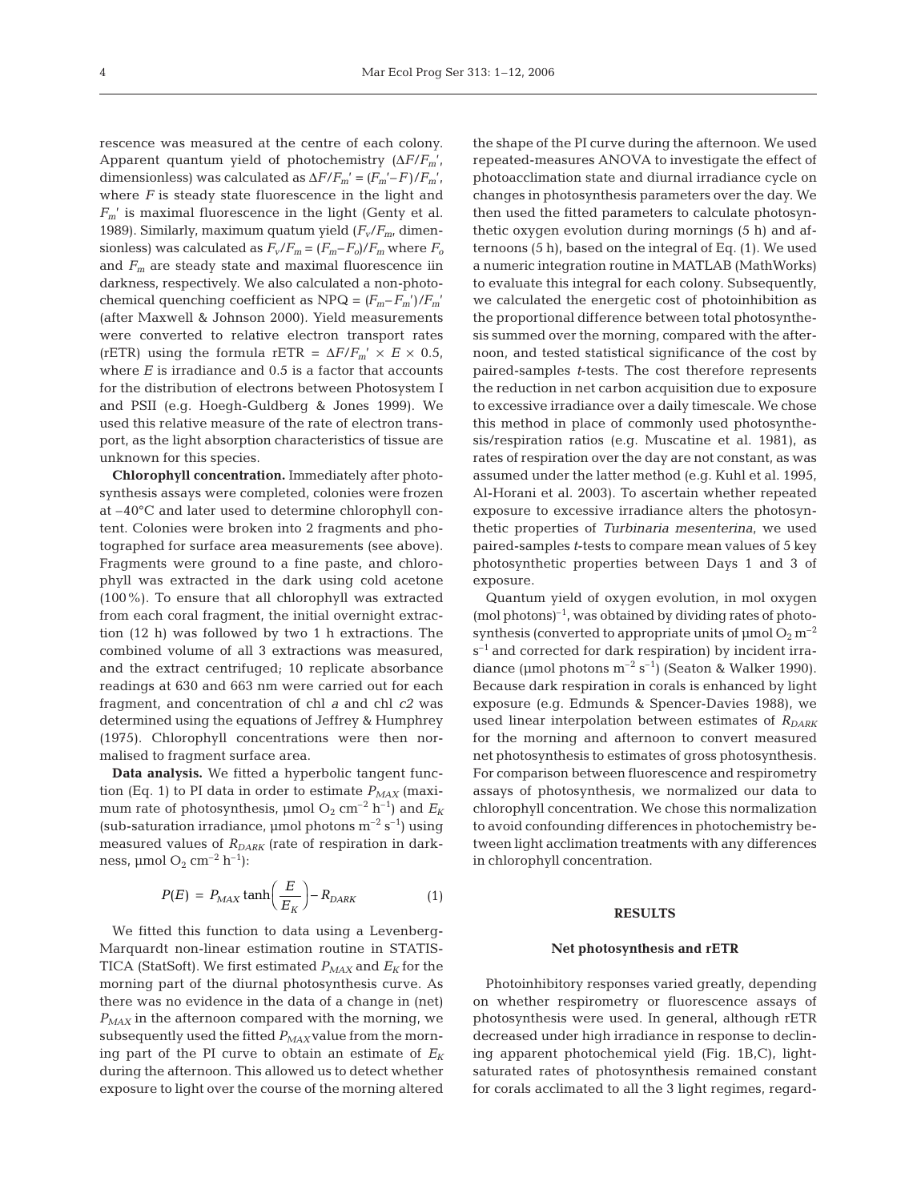rescence was measured at the centre of each colony. Apparent quantum yield of photochemistry ($\Delta F/F_m'$, dimensionless) was calculated as $\Delta F/F_m' = (F_m'-F)/F_m'$, where $F$ is steady state fluorescence in the light and $F_m'$ is maximal fluorescence in the light (Genty et al. 1989). Similarly, maximum quatum yield ($F_v/F_m$, dimensionless) was calculated as $F_v/F_m = (F_m-F_o)/F_m$ where $F_o$ and $F_m$ are steady state and maximal fluorescence iin darkness, respectively. We also calculated a non-photochemical quenching coefficient as $\text{NPQ} = (F_m-F_m')/F_m'$ (after Maxwell & Johnson 2000). Yield measurements were converted to relative electron transport rates (rETR) using the formula $\text{rETR} = \Delta F/F_m' \times E \times 0.5$, where $E$ is irradiance and 0.5 is a factor that accounts for the distribution of electrons between Photosystem I and PSII (e.g. Hoegh-Guldberg & Jones 1999). We used this relative measure of the rate of electron transport, as the light absorption characteristics of tissue are unknown for this species.

**Chlorophyll concentration.** Immediately after photosynthesis assays were completed, colonies were frozen at –40°C and later used to determine chlorophyll content. Colonies were broken into 2 fragments and photographed for surface area measurements (see above). Fragments were ground to a fine paste, and chlorophyll was extracted in the dark using cold acetone (100%). To ensure that all chlorophyll was extracted from each coral fragment, the initial overnight extraction (12 h) was followed by two 1 h extractions. The combined volume of all 3 extractions was measured, and the extract centrifuged; 10 replicate absorbance readings at 630 and 663 nm were carried out for each fragment, and concentration of chl *a* and chl *c2* was determined using the equations of Jeffrey & Humphrey (1975). Chlorophyll concentrations were then normalised to fragment surface area.

**Data analysis.** We fitted a hyperbolic tangent function (Eq. 1) to PI data in order to estimate $P_{MAX}$ (maximum rate of photosynthesis, µmol $O_2$ $cm^{-2}$ $h^{-1}$) and $E_K$ (sub-saturation irradiance, µmol photons $m^{-2}$ $s^{-1}$) using measured values of $R_{DARK}$ (rate of respiration in darkness, µmol $O_2$ $cm^{-2}$ $h^{-1}$):

$$P(E) = P_{MAX} \tanh\left(\frac{E}{E_K}\right) - R_{DARK} \tag{1}$$

We fitted this function to data using a Levenberg-Marquardt non-linear estimation routine in STATISTICA (StatSoft). We first estimated $P_{MAX}$ and $E_K$ for the morning part of the diurnal photosynthesis curve. As there was no evidence in the data of a change in (net) $P_{MAX}$ in the afternoon compared with the morning, we subsequently used the fitted $P_{MAX}$ value from the morning part of the PI curve to obtain an estimate of $E_K$ during the afternoon. This allowed us to detect whether exposure to light over the course of the morning altered the shape of the PI curve during the afternoon. We used repeated-measures ANOVA to investigate the effect of photoacclimation state and diurnal irradiance cycle on changes in photosynthesis parameters over the day. We then used the fitted parameters to calculate photosynthetic oxygen evolution during mornings (5 h) and afternoons (5 h), based on the integral of Eq. (1). We used a numeric integration routine in MATLAB (MathWorks) to evaluate this integral for each colony. Subsequently, we calculated the energetic cost of photoinhibition as the proportional difference between total photosynthesis summed over the morning, compared with the afternoon, and tested statistical significance of the cost by paired-samples *t*-tests. The cost therefore represents the reduction in net carbon acquisition due to exposure to excessive irradiance over a daily timescale. We chose this method in place of commonly used photosynthesis/respiration ratios (e.g. Muscatine et al. 1981), as rates of respiration over the day are not constant, as was assumed under the latter method (e.g. Kuhl et al. 1995, Al-Horani et al. 2003). To ascertain whether repeated exposure to excessive irradiance alters the photosynthetic properties of *Turbinaria mesenterina*, we used paired-samples *t*-tests to compare mean values of 5 key photosynthetic properties between Days 1 and 3 of exposure.

Quantum yield of oxygen evolution, in mol oxygen (mol photons)$^{-1}$, was obtained by dividing rates of photosynthesis (converted to appropriate units of µmol $O_2$ $m^{-2}$ $s^{-1}$ and corrected for dark respiration) by incident irradiance (µmol photons $m^{-2}$ $s^{-1}$) (Seaton & Walker 1990). Because dark respiration in corals is enhanced by light exposure (e.g. Edmunds & Spencer-Davies 1988), we used linear interpolation between estimates of $R_{DARK}$ for the morning and afternoon to convert measured net photosynthesis to estimates of gross photosynthesis. For comparison between fluorescence and respirometry assays of photosynthesis, we normalized our data to chlorophyll concentration. We chose this normalization to avoid confounding differences in photochemistry between light acclimation treatments with any differences in chlorophyll concentration.

## RESULTS

### Net photosynthesis and rETR

Photoinhibitory responses varied greatly, depending on whether respirometry or fluorescence assays of photosynthesis were used. In general, although rETR decreased under high irradiance in response to declining apparent photochemical yield (Fig. 1B,C), light-saturated rates of photosynthesis remained constant for corals acclimated to all the 3 light regimes, regard-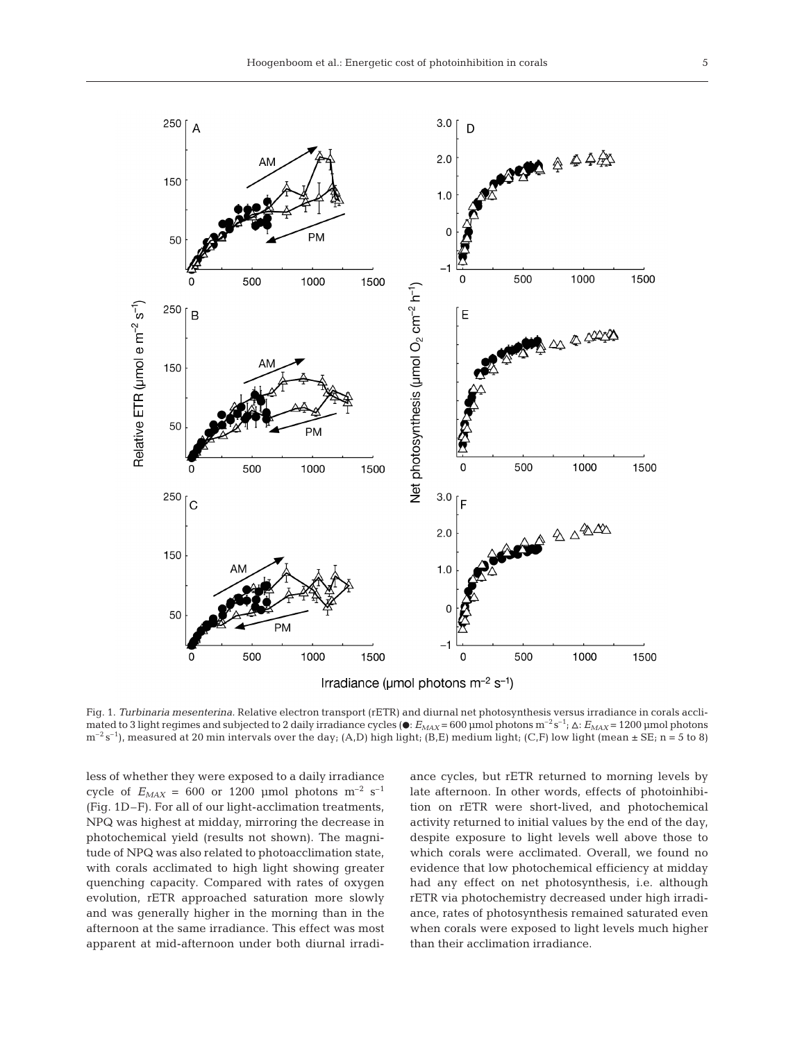Fig. 1. *Turbinaria mesenterina*. Relative electron transport (rETR) and diurnal net photosynthesis versus irradiance in corals acclimated to 3 light regimes and subjected to 2 daily irradiance cycles (●: $E_{MAX}$ = 600 µmol photons m$^{-2}$ s$^{-1}$; △: $E_{MAX}$ = 1200 µmol photons m$^{-2}$ s$^{-1}$), measured at 20 min intervals over the day; (A,D) high light; (B,E) medium light; (C,F) low light (mean ± SE; n = 5 to 8)

less of whether they were exposed to a daily irradiance cycle of $E_{MAX}$ = 600 or 1200 µmol photons m$^{-2}$ s$^{-1}$ (Fig. 1D–F). For all of our light-acclimation treatments, NPQ was highest at midday, mirroring the decrease in photochemical yield (results not shown). The magnitude of NPQ was also related to photoacclimation state, with corals acclimated to high light showing greater quenching capacity. Compared with rates of oxygen evolution, rETR approached saturation more slowly and was generally higher in the morning than in the afternoon at the same irradiance. This effect was most apparent at mid-afternoon under both diurnal irradiance cycles, but rETR returned to morning levels by late afternoon. In other words, effects of photoinhibition on rETR were short-lived, and photochemical activity returned to initial values by the end of the day, despite exposure to light levels well above those to which corals were acclimated. Overall, we found no evidence that low photochemical efficiency at midday had any effect on net photosynthesis, i.e. although rETR via photochemistry decreased under high irradiance, rates of photosynthesis remained saturated even when corals were exposed to light levels much higher than their acclimation irradiance.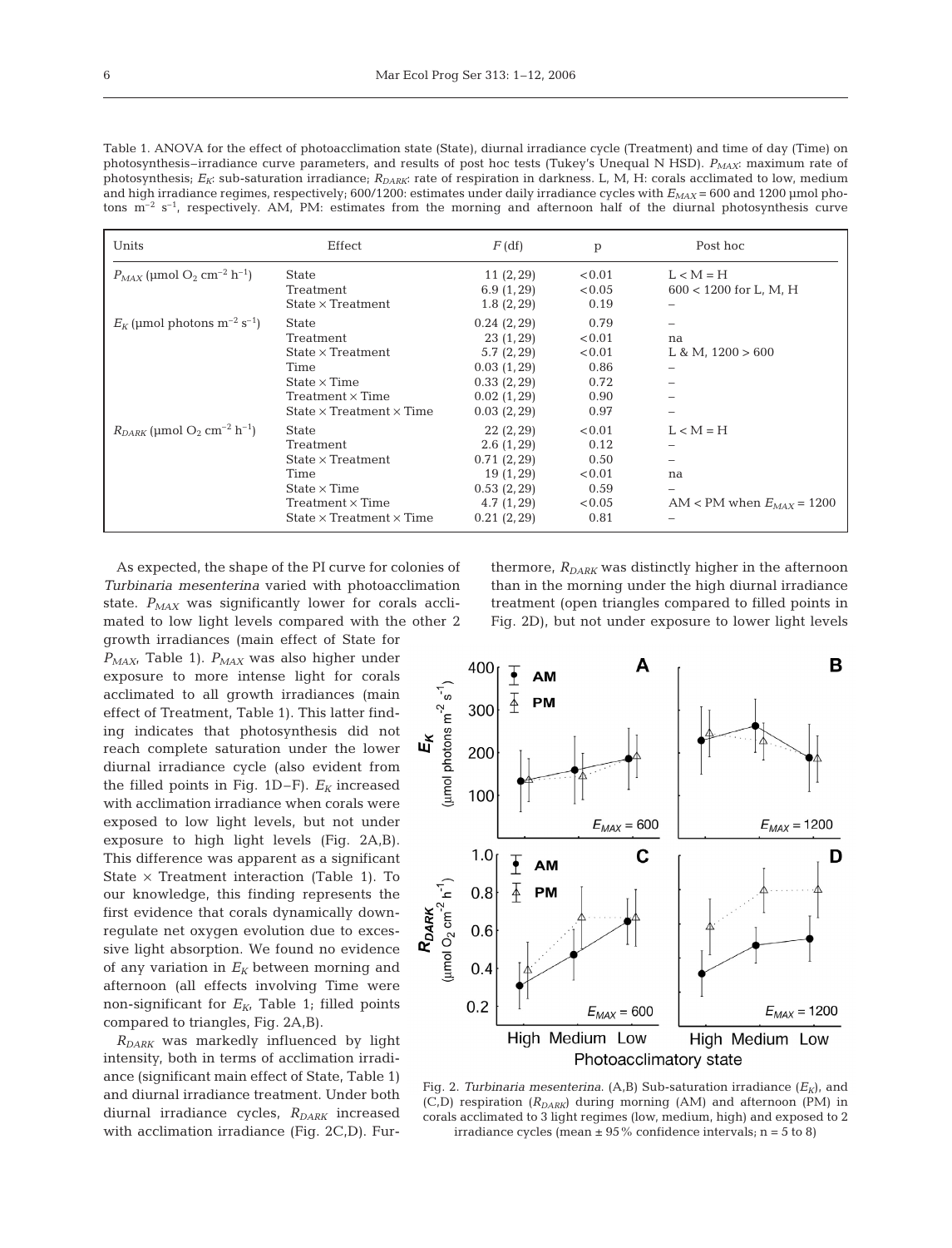Table 1. ANOVA for the effect of photoacclimation state (State), diurnal irradiance cycle (Treatment) and time of day (Time) on photosynthesis–irradiance curve parameters, and results of post hoc tests (Tukey's Unequal N HSD). $P_{MAX}$: maximum rate of photosynthesis; $E_K$: sub-saturation irradiance; $R_{DARK}$: rate of respiration in darkness. L, M, H: corals acclimated to low, medium and high irradiance regimes, respectively; 600/1200: estimates under daily irradiance cycles with $E_{MAX}$ = 600 and 1200 µmol photons m$^{-2}$ s$^{-1}$, respectively. AM, PM: estimates from the morning and afternoon half of the diurnal photosynthesis curve

| Units | Effect | $F$ (df) | p | Post hoc |
|---|---|---|---|---|
| $P_{MAX}$ (µmol $O_2$ cm$^{-2}$ h$^{-1}$) | State | 11 (2, 29) | <0.01 | L < M = H |
| | Treatment | 6.9 (1, 29) | <0.05 | 600 < 1200 for L, M, H |
| | State × Treatment | 1.8 (2, 29) | 0.19 | – |
| $E_K$ (µmol photons m$^{-2}$ s$^{-1}$) | State | 0.24 (2, 29) | 0.79 | – |
| | Treatment | 23 (1, 29) | <0.01 | na |
| | State × Treatment | 5.7 (2, 29) | <0.01 | L & M, 1200 > 600 |
| | Time | 0.03 (1, 29) | 0.86 | – |
| | State × Time | 0.33 (2, 29) | 0.72 | – |
| | Treatment × Time | 0.02 (1, 29) | 0.90 | – |
| | State × Treatment × Time | 0.03 (2, 29) | 0.97 | – |
| $R_{DARK}$ (µmol $O_2$ cm$^{-2}$ h$^{-1}$) | State | 22 (2, 29) | <0.01 | L < M = H |
| | Treatment | 2.6 (1, 29) | 0.12 | – |
| | State × Treatment | 0.71 (2, 29) | 0.50 | – |
| | Time | 19 (1, 29) | <0.01 | na |
| | State × Time | 0.53 (2, 29) | 0.59 | – |
| | Treatment × Time | 4.7 (1, 29) | <0.05 | AM < PM when $E_{MAX}$ = 1200 |
| | State × Treatment × Time | 0.21 (2, 29) | 0.81 | – |

As expected, the shape of the PI curve for colonies of *Turbinaria mesenterina* varied with photoacclimation state. $P_{MAX}$ was significantly lower for corals acclimated to low light levels compared with the other 2 growth irradiances (main effect of State for $P_{MAX}$, Table 1). $P_{MAX}$ was also higher under exposure to more intense light for corals acclimated to all growth irradiances (main effect of Treatment, Table 1). This latter finding indicates that photosynthesis did not reach complete saturation under the lower diurnal irradiance cycle (also evident from the filled points in Fig. 1D–F). $E_K$ increased with acclimation irradiance when corals were exposed to low light levels, but not under exposure to high light levels (Fig. 2A,B). This difference was apparent as a significant State × Treatment interaction (Table 1). To our knowledge, this finding represents the first evidence that corals dynamically down-regulate net oxygen evolution due to excessive light absorption. We found no evidence of any variation in $E_K$ between morning and afternoon (all effects involving Time were non-significant for $E_K$, Table 1; filled points compared to triangles, Fig. 2A,B).

$R_{DARK}$ was markedly influenced by light intensity, both in terms of acclimation irradiance (significant main effect of State, Table 1) and diurnal irradiance treatment. Under both diurnal irradiance cycles, $R_{DARK}$ increased with acclimation irradiance (Fig. 2C,D). Furthermore, $R_{DARK}$ was distinctly higher in the afternoon than in the morning under the high diurnal irradiance treatment (open triangles compared to filled points in Fig. 2D), but not under exposure to lower light levels

Fig. 2. *Turbinaria mesenterina*. (A,B) Sub-saturation irradiance ($E_K$), and (C,D) respiration ($R_{DARK}$) during morning (AM) and afternoon (PM) in corals acclimated to 3 light regimes (low, medium, high) and exposed to 2 irradiance cycles (mean ± 95% confidence intervals; n = 5 to 8)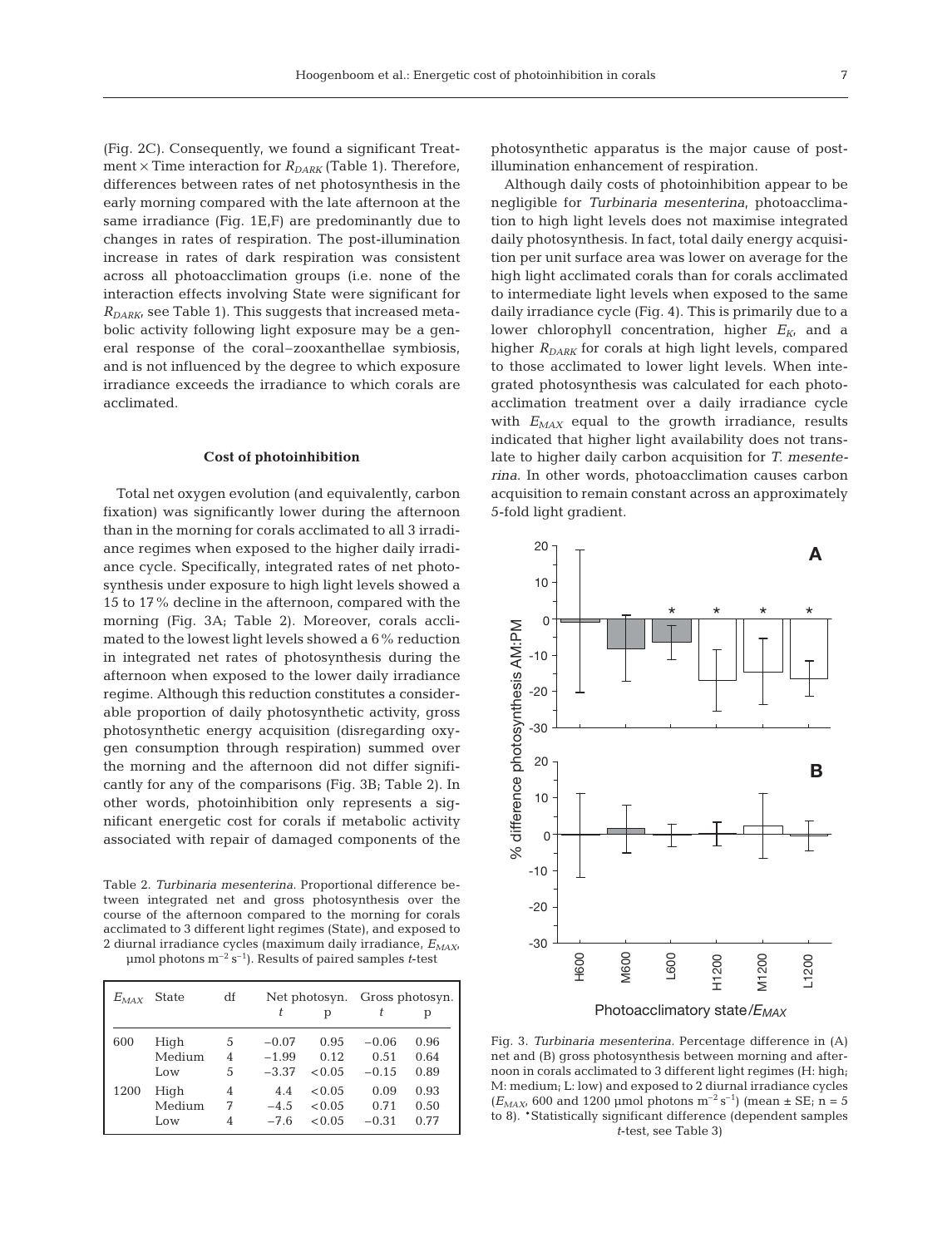(Fig. 2C). Consequently, we found a significant Treatment × Time interaction for $R_{DARK}$ (Table 1). Therefore, differences between rates of net photosynthesis in the early morning compared with the late afternoon at the same irradiance (Fig. 1E,F) are predominantly due to changes in rates of respiration. The post-illumination increase in rates of dark respiration was consistent across all photoacclimation groups (i.e. none of the interaction effects involving State were significant for $R_{DARK}$, see Table 1). This suggests that increased metabolic activity following light exposure may be a general response of the coral–zooxanthellae symbiosis, and is not influenced by the degree to which exposure irradiance exceeds the irradiance to which corals are acclimated.

### Cost of photoinhibition

Total net oxygen evolution (and equivalently, carbon fixation) was significantly lower during the afternoon than in the morning for corals acclimated to all 3 irradiance regimes when exposed to the higher daily irradiance cycle. Specifically, integrated rates of net photosynthesis under exposure to high light levels showed a 15 to 17% decline in the afternoon, compared with the morning (Fig. 3A; Table 2). Moreover, corals acclimated to the lowest light levels showed a 6% reduction in integrated net rates of photosynthesis during the afternoon when exposed to the lower daily irradiance regime. Although this reduction constitutes a considerable proportion of daily photosynthetic activity, gross photosynthetic energy acquisition (disregarding oxygen consumption through respiration) summed over the morning and the afternoon did not differ significantly for any of the comparisons (Fig. 3B; Table 2). In other words, photoinhibition only represents a significant energetic cost for corals if metabolic activity associated with repair of damaged components of the photosynthetic apparatus is the major cause of post-illumination enhancement of respiration.

Although daily costs of photoinhibition appear to be negligible for *Turbinaria mesenterina*, photoacclimation to high light levels does not maximise integrated daily photosynthesis. In fact, total daily energy acquisition per unit surface area was lower on average for the high light acclimated corals than for corals acclimated to intermediate light levels when exposed to the same daily irradiance cycle (Fig. 4). This is primarily due to a lower chlorophyll concentration, higher $E_K$, and a higher $R_{DARK}$ for corals at high light levels, compared to those acclimated to lower light levels. When integrated photosynthesis was calculated for each photoacclimation treatment over a daily irradiance cycle with $E_{MAX}$ equal to the growth irradiance, results indicated that higher light availability does not translate to higher daily carbon acquisition for *T. mesenterina*. In other words, photoacclimation causes carbon acquisition to remain constant across an approximately 5-fold light gradient.

Table 2. *Turbinaria mesenterina*. Proportional difference between integrated net and gross photosynthesis over the course of the afternoon compared to the morning for corals acclimated to 3 different light regimes (State), and exposed to 2 diurnal irradiance cycles (maximum daily irradiance, $E_{MAX}$, µmol photons $m^{-2}$ $s^{-1}$). Results of paired samples *t*-test

| $E_{MAX}$ | State | df | Net photosyn. | | Gross photosyn. | |
|---|---|---|---|---|---|---|
| | | | *t* | p | *t* | p |
| 600 | High | 5 | −0.07 | 0.95 | −0.06 | 0.96 |
| | Medium | 4 | −1.99 | 0.12 | 0.51 | 0.64 |
| | Low | 5 | −3.37 | <0.05 | −0.15 | 0.89 |
| 1200 | High | 4 | 4.4 | <0.05 | 0.09 | 0.93 |
| | Medium | 7 | −4.5 | <0.05 | 0.71 | 0.50 |
| | Low | 4 | −7.6 | <0.05 | −0.31 | 0.77 |

Fig. 3. *Turbinaria mesenterina*. Percentage difference in (A) net and (B) gross photosynthesis between morning and afternoon in corals acclimated to 3 different light regimes (H: high; M: medium; L: low) and exposed to 2 diurnal irradiance cycles ($E_{MAX}$, 600 and 1200 µmol photons $m^{-2}$ $s^{-1}$) (mean ± SE; n = 5 to 8). *Statistically significant difference (dependent samples *t*-test, see Table 3)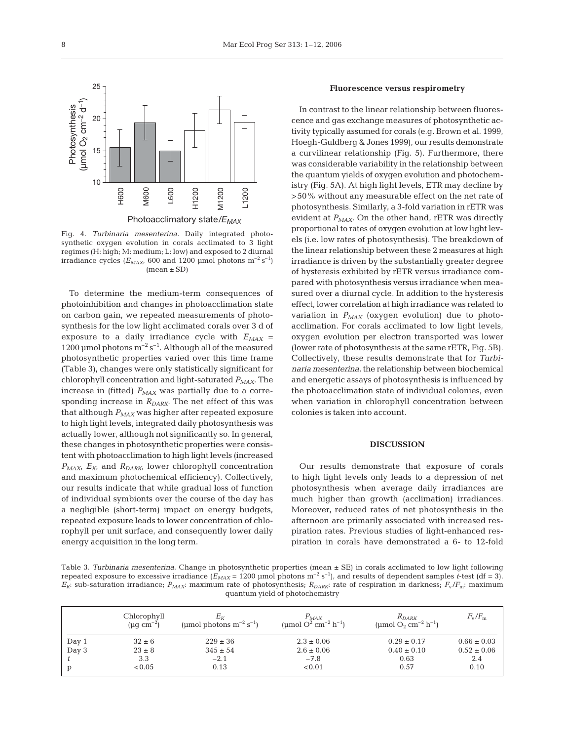Fig. 4. *Turbinaria mesenterina.* Daily integrated photosynthetic oxygen evolution in corals acclimated to 3 light regimes (H: high; M: medium; L: low) and exposed to 2 diurnal irradiance cycles ($E_{MAX}$, 600 and 1200 µmol photons $m^{-2}$ $s^{-1}$) (mean ± SD)

To determine the medium-term consequences of photoinhibition and changes in photoacclimation state on carbon gain, we repeated measurements of photosynthesis for the low light acclimated corals over 3 d of exposure to a daily irradiance cycle with $E_{MAX}$ = 1200 µmol photons $m^{-2}$ $s^{-1}$. Although all of the measured photosynthetic properties varied over this time frame (Table 3), changes were only statistically significant for chlorophyll concentration and light-saturated $P_{MAX}$. The increase in (fitted) $P_{MAX}$ was partially due to a corresponding increase in $R_{DARK}$. The net effect of this was that although $P_{MAX}$ was higher after repeated exposure to high light levels, integrated daily photosynthesis was actually lower, although not significantly so. In general, these changes in photosynthetic properties were consistent with photoacclimation to high light levels (increased $P_{MAX}$, $E_K$, and $R_{DARK}$, lower chlorophyll concentration and maximum photochemical efficiency). Collectively, our results indicate that while gradual loss of function of individual symbionts over the course of the day has a negligible (short-term) impact on energy budgets, repeated exposure leads to lower concentration of chlorophyll per unit surface, and consequently lower daily energy acquisition in the long term.

### Fluorescence versus respirometry

In contrast to the linear relationship between fluorescence and gas exchange measures of photosynthetic activity typically assumed for corals (e.g. Brown et al. 1999, Hoegh-Guldberg & Jones 1999), our results demonstrate a curvilinear relationship (Fig. 5). Furthermore, there was considerable variability in the relationship between the quantum yields of oxygen evolution and photochemistry (Fig. 5A). At high light levels, ETR may decline by >50% without any measurable effect on the net rate of photosynthesis. Similarly, a 3-fold variation in rETR was evident at $P_{MAX}$. On the other hand, rETR was directly proportional to rates of oxygen evolution at low light levels (i.e. low rates of photosynthesis). The breakdown of the linear relationship between these 2 measures at high irradiance is driven by the substantially greater degree of hysteresis exhibited by rETR versus irradiance compared with photosynthesis versus irradiance when measured over a diurnal cycle. In addition to the hysteresis effect, lower correlation at high irradiance was related to variation in $P_{MAX}$ (oxygen evolution) due to photoacclimation. For corals acclimated to low light levels, oxygen evolution per electron transported was lower (lower rate of photosynthesis at the same rETR, Fig. 5B). Collectively, these results demonstrate that for *Turbinaria mesenterina*, the relationship between biochemical and energetic assays of photosynthesis is influenced by the photoacclimation state of individual colonies, even when variation in chlorophyll concentration between colonies is taken into account.

## DISCUSSION

Our results demonstrate that exposure of corals to high light levels only leads to a depression of net photosynthesis when average daily irradiances are much higher than growth (acclimation) irradiances. Moreover, reduced rates of net photosynthesis in the afternoon are primarily associated with increased respiration rates. Previous studies of light-enhanced respiration in corals have demonstrated a 6- to 12-fold

Table 3. *Turbinaria mesenterina.* Change in photosynthetic properties (mean ± SE) in corals acclimated to low light following repeated exposure to excessive irradiance ($E_{MAX}$ = 1200 µmol photons $m^{-2}$ $s^{-1}$), and results of dependent samples *t*-test (df = 3). $E_K$: sub-saturation irradiance; $P_{MAX}$: maximum rate of photosynthesis; $R_{DARK}$: rate of respiration in darkness; $F_v/F_m$: maximum quantum yield of photochemistry

| | Chlorophyll (µg $cm^{-2}$) | $E_K$ (µmol photons $m^{-2}$ $s^{-1}$) | $P_{MAX}$ (µmol $O^2$ $cm^{-2}$ $h^{-1}$) | $R_{DARK}$ (µmol $O_2$ $cm^{-2}$ $h^{-1}$) | $F_v/F_m$ |
|---|---|---|---|---|---|
| Day 1 | 32 ± 6 | 229 ± 36 | 2.3 ± 0.06 | 0.29 ± 0.17 | 0.66 ± 0.03 |
| Day 3 | 23 ± 8 | 345 ± 54 | 2.6 ± 0.06 | 0.40 ± 0.10 | 0.52 ± 0.06 |
| *t* | 3.3 | −2.1 | −7.8 | 0.63 | 2.4 |
| p | <0.05 | 0.13 | <0.01 | 0.57 | 0.10 |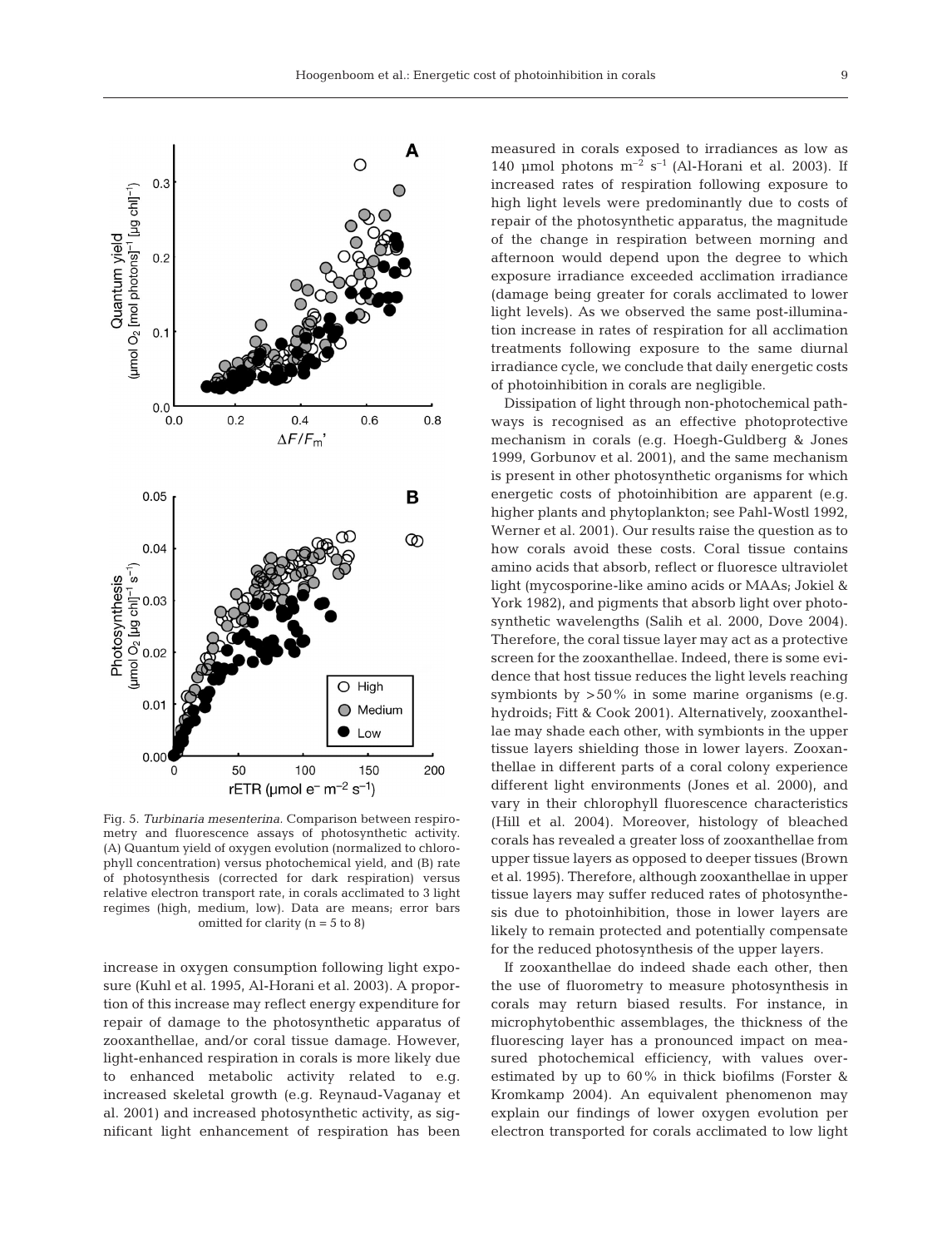Fig. 5. *Turbinaria mesenterina.* Comparison between respirometry and fluorescence assays of photosynthetic activity. (A) Quantum yield of oxygen evolution (normalized to chlorophyll concentration) versus photochemical yield, and (B) rate of photosynthesis (corrected for dark respiration) versus relative electron transport rate, in corals acclimated to 3 light regimes (high, medium, low). Data are means; error bars omitted for clarity (n = 5 to 8)

increase in oxygen consumption following light exposure (Kuhl et al. 1995, Al-Horani et al. 2003). A proportion of this increase may reflect energy expenditure for repair of damage to the photosynthetic apparatus of zooxanthellae, and/or coral tissue damage. However, light-enhanced respiration in corals is more likely due to enhanced metabolic activity related to e.g. increased skeletal growth (e.g. Reynaud-Vaganay et al. 2001) and increased photosynthetic activity, as significant light enhancement of respiration has been measured in corals exposed to irradiances as low as 140 µmol photons $m^{-2}$ $s^{-1}$ (Al-Horani et al. 2003). If increased rates of respiration following exposure to high light levels were predominantly due to costs of repair of the photosynthetic apparatus, the magnitude of the change in respiration between morning and afternoon would depend upon the degree to which exposure irradiance exceeded acclimation irradiance (damage being greater for corals acclimated to lower light levels). As we observed the same post-illumination increase in rates of respiration for all acclimation treatments following exposure to the same diurnal irradiance cycle, we conclude that daily energetic costs of photoinhibition in corals are negligible.

Dissipation of light through non-photochemical pathways is recognised as an effective photoprotective mechanism in corals (e.g. Hoegh-Guldberg & Jones 1999, Gorbunov et al. 2001), and the same mechanism is present in other photosynthetic organisms for which energetic costs of photoinhibition are apparent (e.g. higher plants and phytoplankton; see Pahl-Wostl 1992, Werner et al. 2001). Our results raise the question as to how corals avoid these costs. Coral tissue contains amino acids that absorb, reflect or fluoresce ultraviolet light (mycosporine-like amino acids or MAAs; Jokiel & York 1982), and pigments that absorb light over photosynthetic wavelengths (Salih et al. 2000, Dove 2004). Therefore, the coral tissue layer may act as a protective screen for the zooxanthellae. Indeed, there is some evidence that host tissue reduces the light levels reaching symbionts by >50% in some marine organisms (e.g. hydroids; Fitt & Cook 2001). Alternatively, zooxanthellae may shade each other, with symbionts in the upper tissue layers shielding those in lower layers. Zooxanthellae in different parts of a coral colony experience different light environments (Jones et al. 2000), and vary in their chlorophyll fluorescence characteristics (Hill et al. 2004). Moreover, histology of bleached corals has revealed a greater loss of zooxanthellae from upper tissue layers as opposed to deeper tissues (Brown et al. 1995). Therefore, although zooxanthellae in upper tissue layers may suffer reduced rates of photosynthesis due to photoinhibition, those in lower layers are likely to remain protected and potentially compensate for the reduced photosynthesis of the upper layers.

If zooxanthellae do indeed shade each other, then the use of fluorometry to measure photosynthesis in corals may return biased results. For instance, in microphytobenthic assemblages, the thickness of the fluorescing layer has a pronounced impact on measured photochemical efficiency, with values overestimated by up to 60% in thick biofilms (Forster & Kromkamp 2004). An equivalent phenomenon may explain our findings of lower oxygen evolution per electron transported for corals acclimated to low light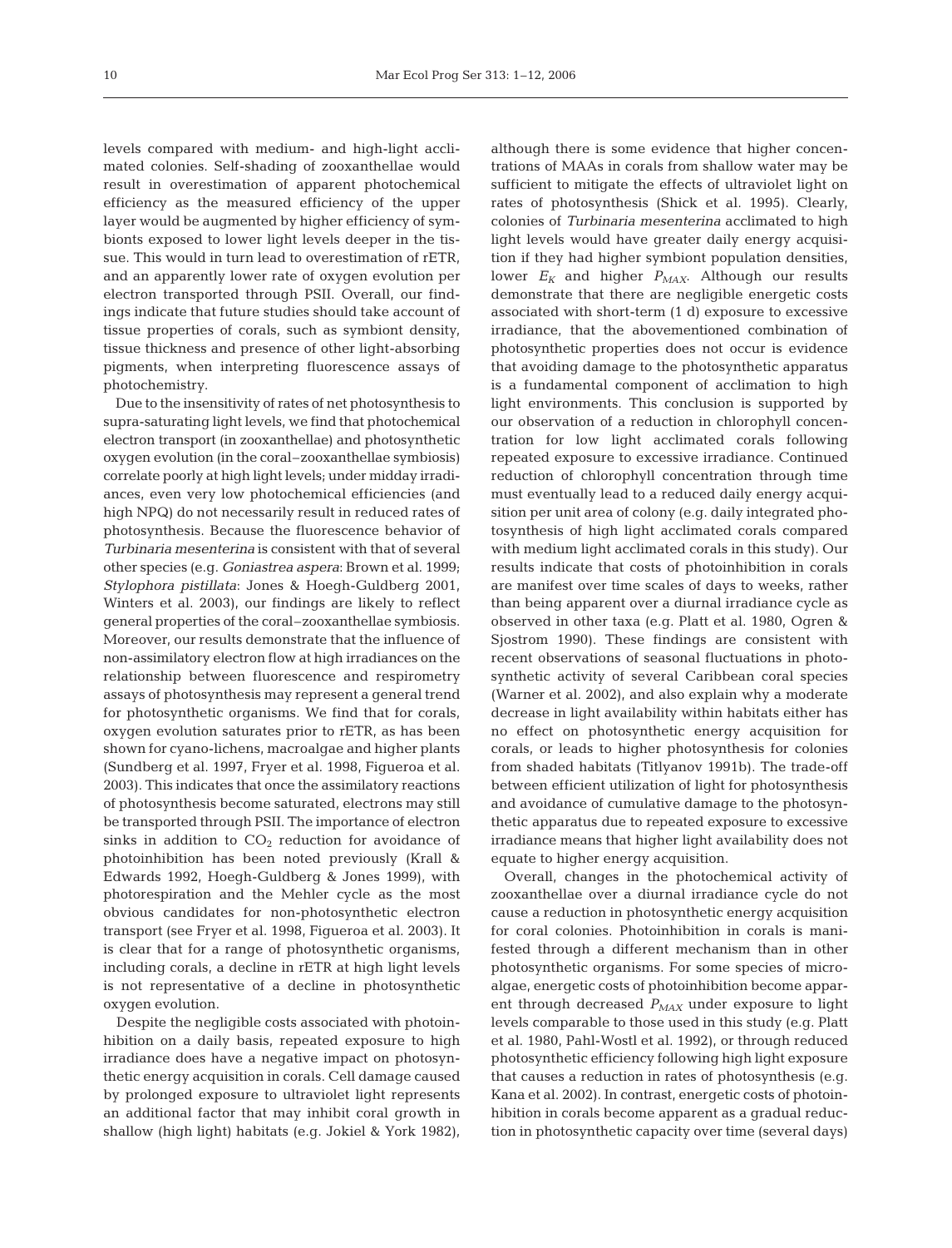levels compared with medium- and high-light acclimated colonies. Self-shading of zooxanthellae would result in overestimation of apparent photochemical efficiency as the measured efficiency of the upper layer would be augmented by higher efficiency of symbionts exposed to lower light levels deeper in the tissue. This would in turn lead to overestimation of rETR, and an apparently lower rate of oxygen evolution per electron transported through PSII. Overall, our findings indicate that future studies should take account of tissue properties of corals, such as symbiont density, tissue thickness and presence of other light-absorbing pigments, when interpreting fluorescence assays of photochemistry.

Due to the insensitivity of rates of net photosynthesis to supra-saturating light levels, we find that photochemical electron transport (in zooxanthellae) and photosynthetic oxygen evolution (in the coral–zooxanthellae symbiosis) correlate poorly at high light levels; under midday irradiances, even very low photochemical efficiencies (and high NPQ) do not necessarily result in reduced rates of photosynthesis. Because the fluorescence behavior of *Turbinaria mesenterina* is consistent with that of several other species (e.g. *Goniastrea aspera*: Brown et al. 1999; *Stylophora pistillata*: Jones & Hoegh-Guldberg 2001, Winters et al. 2003), our findings are likely to reflect general properties of the coral–zooxanthellae symbiosis. Moreover, our results demonstrate that the influence of non-assimilatory electron flow at high irradiances on the relationship between fluorescence and respirometry assays of photosynthesis may represent a general trend for photosynthetic organisms. We find that for corals, oxygen evolution saturates prior to rETR, as has been shown for cyano-lichens, macroalgae and higher plants (Sundberg et al. 1997, Fryer et al. 1998, Figueroa et al. 2003). This indicates that once the assimilatory reactions of photosynthesis become saturated, electrons may still be transported through PSII. The importance of electron sinks in addition to $CO_2$ reduction for avoidance of photoinhibition has been noted previously (Krall & Edwards 1992, Hoegh-Guldberg & Jones 1999), with photorespiration and the Mehler cycle as the most obvious candidates for non-photosynthetic electron transport (see Fryer et al. 1998, Figueroa et al. 2003). It is clear that for a range of photosynthetic organisms, including corals, a decline in rETR at high light levels is not representative of a decline in photosynthetic oxygen evolution.

Despite the negligible costs associated with photoinhibition on a daily basis, repeated exposure to high irradiance does have a negative impact on photosynthetic energy acquisition in corals. Cell damage caused by prolonged exposure to ultraviolet light represents an additional factor that may inhibit coral growth in shallow (high light) habitats (e.g. Jokiel & York 1982), although there is some evidence that higher concentrations of MAAs in corals from shallow water may be sufficient to mitigate the effects of ultraviolet light on rates of photosynthesis (Shick et al. 1995). Clearly, colonies of *Turbinaria mesenterina* acclimated to high light levels would have greater daily energy acquisition if they had higher symbiont population densities, lower $E_K$ and higher $P_{MAX}$. Although our results demonstrate that there are negligible energetic costs associated with short-term (1 d) exposure to excessive irradiance, that the abovementioned combination of photosynthetic properties does not occur is evidence that avoiding damage to the photosynthetic apparatus is a fundamental component of acclimation to high light environments. This conclusion is supported by our observation of a reduction in chlorophyll concentration for low light acclimated corals following repeated exposure to excessive irradiance. Continued reduction of chlorophyll concentration through time must eventually lead to a reduced daily energy acquisition per unit area of colony (e.g. daily integrated photosynthesis of high light acclimated corals compared with medium light acclimated corals in this study). Our results indicate that costs of photoinhibition in corals are manifest over time scales of days to weeks, rather than being apparent over a diurnal irradiance cycle as observed in other taxa (e.g. Platt et al. 1980, Ogren & Sjostrom 1990). These findings are consistent with recent observations of seasonal fluctuations in photosynthetic activity of several Caribbean coral species (Warner et al. 2002), and also explain why a moderate decrease in light availability within habitats either has no effect on photosynthetic energy acquisition for corals, or leads to higher photosynthesis for colonies from shaded habitats (Titlyanov 1991b). The trade-off between efficient utilization of light for photosynthesis and avoidance of cumulative damage to the photosynthetic apparatus due to repeated exposure to excessive irradiance means that higher light availability does not equate to higher energy acquisition.

Overall, changes in the photochemical activity of zooxanthellae over a diurnal irradiance cycle do not cause a reduction in photosynthetic energy acquisition for coral colonies. Photoinhibition in corals is manifested through a different mechanism than in other photosynthetic organisms. For some species of microalgae, energetic costs of photoinhibition become apparent through decreased $P_{MAX}$ under exposure to light levels comparable to those used in this study (e.g. Platt et al. 1980, Pahl-Wostl et al. 1992), or through reduced photosynthetic efficiency following high light exposure that causes a reduction in rates of photosynthesis (e.g. Kana et al. 2002). In contrast, energetic costs of photoinhibition in corals become apparent as a gradual reduction in photosynthetic capacity over time (several days)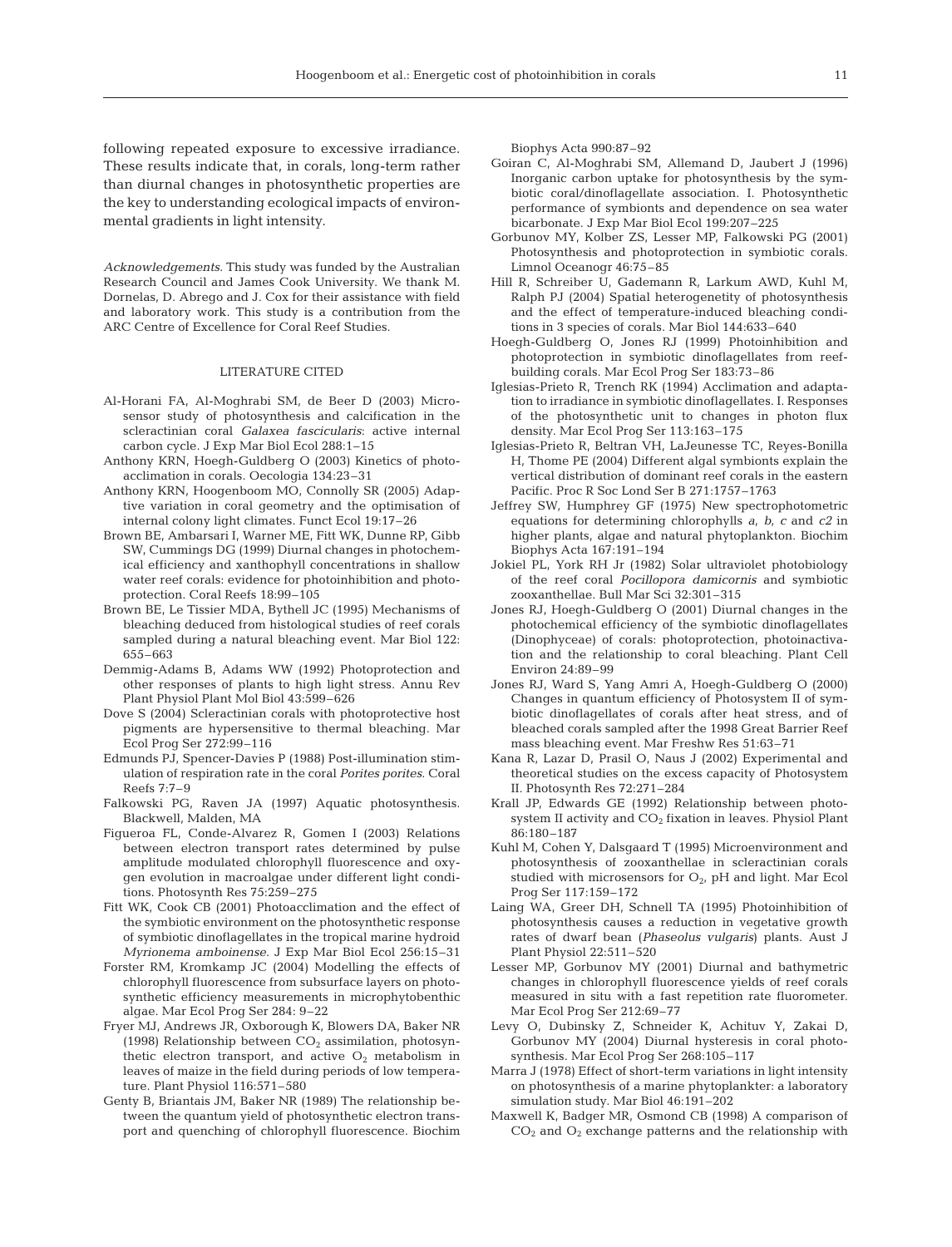following repeated exposure to excessive irradiance. These results indicate that, in corals, long-term rather than diurnal changes in photosynthetic properties are the key to understanding ecological impacts of environmental gradients in light intensity.

*Acknowledgements.* This study was funded by the Australian Research Council and James Cook University. We thank M. Dornelas, D. Abrego and J. Cox for their assistance with field and laboratory work. This study is a contribution from the ARC Centre of Excellence for Coral Reef Studies.

## LITERATURE CITED

- Al-Horani FA, Al-Moghrabi SM, de Beer D (2003) Microsensor study of photosynthesis and calcification in the scleractinian coral *Galaxea fascicularis*: active internal carbon cycle. J Exp Mar Biol Ecol 288:1–15
- Anthony KRN, Hoegh-Guldberg O (2003) Kinetics of photoacclimation in corals. Oecologia 134:23–31
- Anthony KRN, Hoogenboom MO, Connolly SR (2005) Adaptive variation in coral geometry and the optimisation of internal colony light climates. Funct Ecol 19:17–26
- Brown BE, Ambarsari I, Warner ME, Fitt WK, Dunne RP, Gibb SW, Cummings DG (1999) Diurnal changes in photochemical efficiency and xanthophyll concentrations in shallow water reef corals: evidence for photoinhibition and photoprotection. Coral Reefs 18:99–105
- Brown BE, Le Tissier MDA, Bythell JC (1995) Mechanisms of bleaching deduced from histological studies of reef corals sampled during a natural bleaching event. Mar Biol 122: 655–663
- Demmig-Adams B, Adams WW (1992) Photoprotection and other responses of plants to high light stress. Annu Rev Plant Physiol Plant Mol Biol 43:599–626
- Dove S (2004) Scleractinian corals with photoprotective host pigments are hypersensitive to thermal bleaching. Mar Ecol Prog Ser 272:99–116
- Edmunds PJ, Spencer-Davies P (1988) Post-illumination stimulation of respiration rate in the coral *Porites porites*. Coral Reefs 7:7–9
- Falkowski PG, Raven JA (1997) Aquatic photosynthesis. Blackwell, Malden, MA
- Figueroa FL, Conde-Alvarez R, Gomen I (2003) Relations between electron transport rates determined by pulse amplitude modulated chlorophyll fluorescence and oxygen evolution in macroalgae under different light conditions. Photosynth Res 75:259–275
- Fitt WK, Cook CB (2001) Photoacclimation and the effect of the symbiotic environment on the photosynthetic response of symbiotic dinoflagellates in the tropical marine hydroid *Myrionema amboinense*. J Exp Mar Biol Ecol 256:15–31
- Forster RM, Kromkamp JC (2004) Modelling the effects of chlorophyll fluorescence from subsurface layers on photosynthetic efficiency measurements in microphytobenthic algae. Mar Ecol Prog Ser 284: 9–22
- Fryer MJ, Andrews JR, Oxborough K, Blowers DA, Baker NR (1998) Relationship between $CO_2$ assimilation, photosynthetic electron transport, and active $O_2$ metabolism in leaves of maize in the field during periods of low temperature. Plant Physiol 116:571–580
- Genty B, Briantais JM, Baker NR (1989) The relationship between the quantum yield of photosynthetic electron transport and quenching of chlorophyll fluorescence. Biochim Biophys Acta 990:87–92
- Goiran C, Al-Moghrabi SM, Allemand D, Jaubert J (1996) Inorganic carbon uptake for photosynthesis by the symbiotic coral/dinoflagellate association. I. Photosynthetic performance of symbionts and dependence on sea water bicarbonate. J Exp Mar Biol Ecol 199:207–225
- Gorbunov MY, Kolber ZS, Lesser MP, Falkowski PG (2001) Photosynthesis and photoprotection in symbiotic corals. Limnol Oceanogr 46:75–85
- Hill R, Schreiber U, Gademann R, Larkum AWD, Kuhl M, Ralph PJ (2004) Spatial heterogenetity of photosynthesis and the effect of temperature-induced bleaching conditions in 3 species of corals. Mar Biol 144:633–640
- Hoegh-Guldberg O, Jones RJ (1999) Photoinhibition and photoprotection in symbiotic dinoflagellates from reef-building corals. Mar Ecol Prog Ser 183:73–86
- Iglesias-Prieto R, Trench RK (1994) Acclimation and adaptation to irradiance in symbiotic dinoflagellates. I. Responses of the photosynthetic unit to changes in photon flux density. Mar Ecol Prog Ser 113:163–175
- Iglesias-Prieto R, Beltran VH, LaJeunesse TC, Reyes-Bonilla H, Thome PE (2004) Different algal symbionts explain the vertical distribution of dominant reef corals in the eastern Pacific. Proc R Soc Lond Ser B 271:1757–1763
- Jeffrey SW, Humphrey GF (1975) New spectrophotometric equations for determining chlorophylls *a*, *b*, *c* and *c2* in higher plants, algae and natural phytoplankton. Biochim Biophys Acta 167:191–194
- Jokiel PL, York RH Jr (1982) Solar ultraviolet photobiology of the reef coral *Pocillopora damicornis* and symbiotic zooxanthellae. Bull Mar Sci 32:301–315
- Jones RJ, Hoegh-Guldberg O (2001) Diurnal changes in the photochemical efficiency of the symbiotic dinoflagellates (Dinophyceae) of corals: photoprotection, photoinactivation and the relationship to coral bleaching. Plant Cell Environ 24:89–99
- Jones RJ, Ward S, Yang Amri A, Hoegh-Guldberg O (2000) Changes in quantum efficiency of Photosystem II of symbiotic dinoflagellates of corals after heat stress, and of bleached corals sampled after the 1998 Great Barrier Reef mass bleaching event. Mar Freshw Res 51:63–71
- Kana R, Lazar D, Prasil O, Naus J (2002) Experimental and theoretical studies on the excess capacity of Photosystem II. Photosynth Res 72:271–284
- Krall JP, Edwards GE (1992) Relationship between photosystem II activity and $CO_2$ fixation in leaves. Physiol Plant 86:180–187
- Kuhl M, Cohen Y, Dalsgaard T (1995) Microenvironment and photosynthesis of zooxanthellae in scleractinian corals studied with microsensors for $O_2$, pH and light. Mar Ecol Prog Ser 117:159–172
- Laing WA, Greer DH, Schnell TA (1995) Photoinhibition of photosynthesis causes a reduction in vegetative growth rates of dwarf bean (*Phaseolus vulgaris*) plants. Aust J Plant Physiol 22:511–520
- Lesser MP, Gorbunov MY (2001) Diurnal and bathymetric changes in chlorophyll fluorescence yields of reef corals measured in situ with a fast repetition rate fluorometer. Mar Ecol Prog Ser 212:69–77
- Levy O, Dubinsky Z, Schneider K, Achituv Y, Zakai D, Gorbunov MY (2004) Diurnal hysteresis in coral photosynthesis. Mar Ecol Prog Ser 268:105–117
- Marra J (1978) Effect of short-term variations in light intensity on photosynthesis of a marine phytoplankter: a laboratory simulation study. Mar Biol 46:191–202
- Maxwell K, Badger MR, Osmond CB (1998) A comparison of $CO_2$ and $O_2$ exchange patterns and the relationship with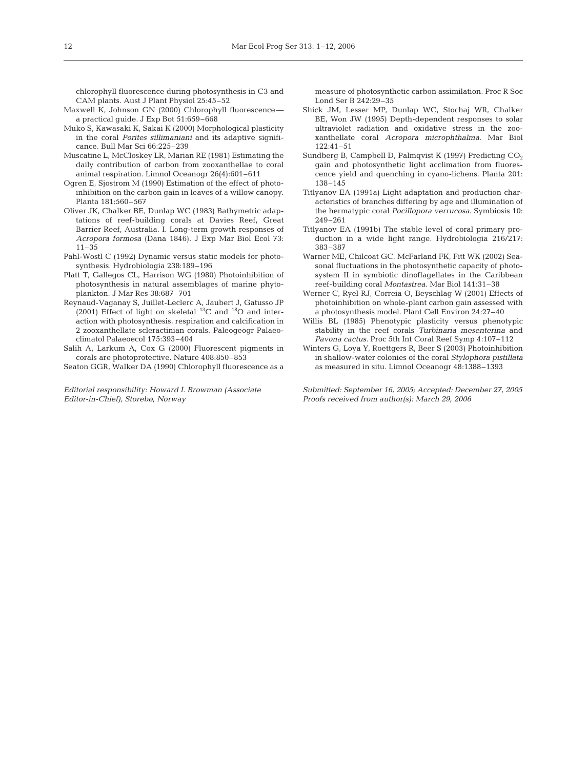chlorophyll fluorescence during photosynthesis in C3 and CAM plants. Aust J Plant Physiol 25:45–52

Maxwell K, Johnson GN (2000) Chlorophyll fluorescence—a practical guide. J Exp Bot 51:659–668

Muko S, Kawasaki K, Sakai K (2000) Morphological plasticity in the coral *Porites sillimaniani* and its adaptive significance. Bull Mar Sci 66:225–239

Muscatine L, McCloskey LR, Marian RE (1981) Estimating the daily contribution of carbon from zooxanthellae to coral animal respiration. Limnol Oceanogr 26(4):601–611

Ogren E, Sjostrom M (1990) Estimation of the effect of photoinhibition on the carbon gain in leaves of a willow canopy. Planta 181:560–567

Oliver JK, Chalker BE, Dunlap WC (1983) Bathymetric adaptations of reef-building corals at Davies Reef, Great Barrier Reef, Australia. I. Long-term growth responses of *Acropora formosa* (Dana 1846). J Exp Mar Biol Ecol 73: 11–35

Pahl-Wostl C (1992) Dynamic versus static models for photosynthesis. Hydrobiologia 238:189–196

Platt T, Gallegos CL, Harrison WG (1980) Photoinhibition of photosynthesis in natural assemblages of marine phytoplankton. J Mar Res 38:687–701

Reynaud-Vaganay S, Juillet-Leclerc A, Jaubert J, Gatusso JP (2001) Effect of light on skeletal $^{13}$C and $^{18}$O and interaction with photosynthesis, respiration and calcification in 2 zooxanthellate scleractinian corals. Paleogeogr Palaeoclimatol Palaeoecol 175:393–404

Salih A, Larkum A, Cox G (2000) Fluorescent pigments in corals are photoprotective. Nature 408:850–853

Seaton GGR, Walker DA (1990) Chlorophyll fluorescence as a measure of photosynthetic carbon assimilation. Proc R Soc Lond Ser B 242:29–35

Shick JM, Lesser MP, Dunlap WC, Stochaj WR, Chalker BE, Won JW (1995) Depth-dependent responses to solar ultraviolet radiation and oxidative stress in the zooxanthellate coral *Acropora microphthalma*. Mar Biol 122:41–51

Sundberg B, Campbell D, Palmqvist K (1997) Predicting $CO_2$ gain and photosynthetic light acclimation from fluorescence yield and quenching in cyano-lichens. Planta 201: 138–145

Titlyanov EA (1991a) Light adaptation and production characteristics of branches differing by age and illumination of the hermatypic coral *Pocillopora verrucosa*. Symbiosis 10: 249–261

Titlyanov EA (1991b) The stable level of coral primary production in a wide light range. Hydrobiologia 216/217: 383–387

Warner ME, Chilcoat GC, McFarland FK, Fitt WK (2002) Seasonal fluctuations in the photosynthetic capacity of photosystem II in symbiotic dinoflagellates in the Caribbean reef-building coral *Montastrea*. Mar Biol 141:31–38

Werner C, Ryel RJ, Correia O, Beyschlag W (2001) Effects of photoinhibition on whole-plant carbon gain assessed with a photosynthesis model. Plant Cell Environ 24:27–40

Willis BL (1985) Phenotypic plasticity versus phenotypic stability in the reef corals *Turbinaria mesenterina* and *Pavona cactus*. Proc 5th Int Coral Reef Symp 4:107–112

Winters G, Loya Y, Roettgers R, Beer S (2003) Photoinhibition in shallow-water colonies of the coral *Stylophora pistillata* as measured in situ. Limnol Oceanogr 48:1388–1393

*Editorial responsibility: Howard I. Browman (Associate Editor-in-Chief), Storebø, Norway*

*Submitted: September 16, 2005; Accepted: December 27, 2005*
*Proofs received from author(s): March 29, 2006*